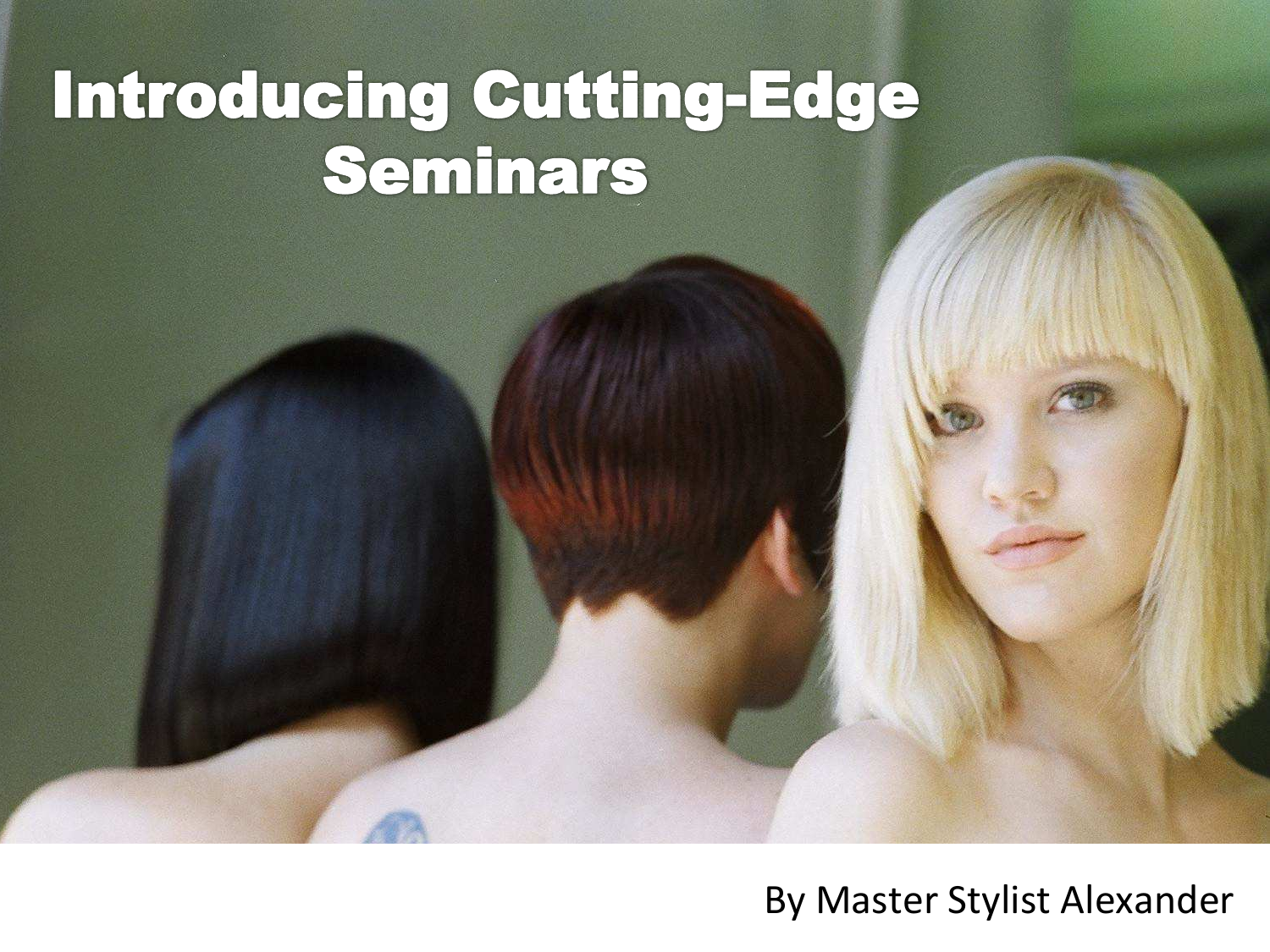# Introducing Cutting-Edge Seminars

By Master Stylist Alexander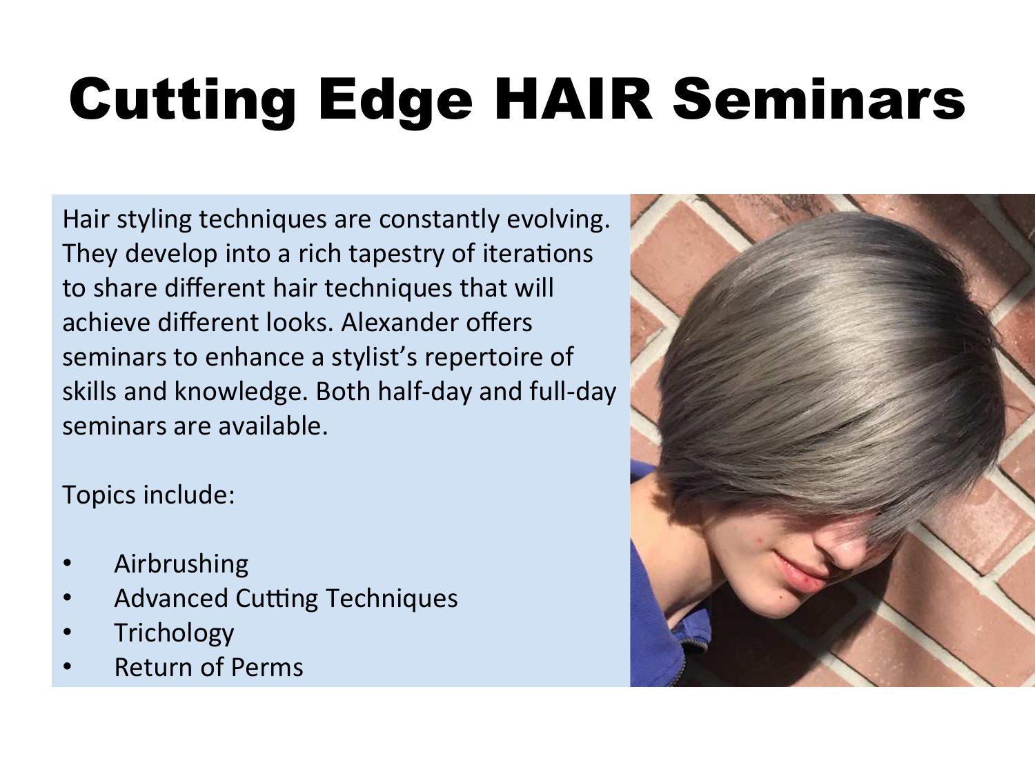# Cutting Edge HAIR Seminars

Hair styling techniques are constantly evolving. They develop into a rich tapestry of iterations to share different hair techniques that will achieve different looks. Alexander offers seminars to enhance a stylist's repertoire of skills and knowledge. Both half-day and full-day seminars are available.

Topics include:

- Airbrushing
- Advanced Cutting Techniques
- Trichology
- Return of Perms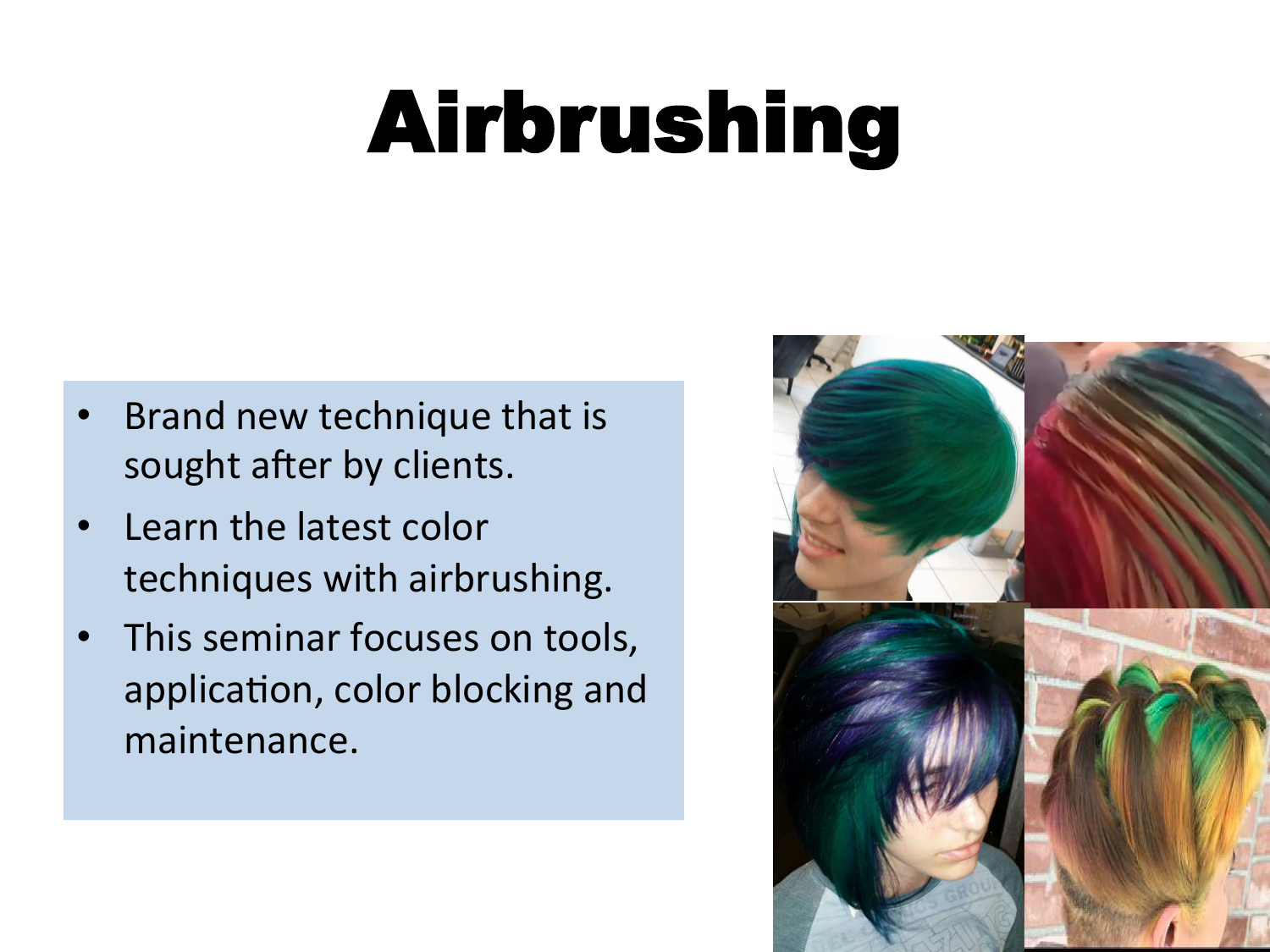# Airbrushing

- Brand new technique that is sought after by clients.
- Learn the latest color techniques with airbrushing.
- This seminar focuses on tools, application, color blocking and maintenance.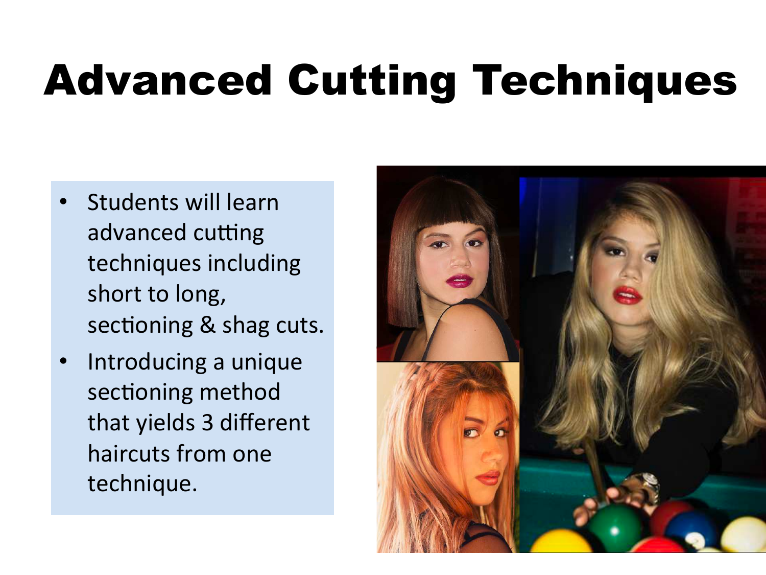# Advanced Cutting Techniques

- Students will learn advanced cutting techniques including short to long, sectioning & shag cuts.
- Introducing a unique sectioning method that yields 3 different haircuts from one technique.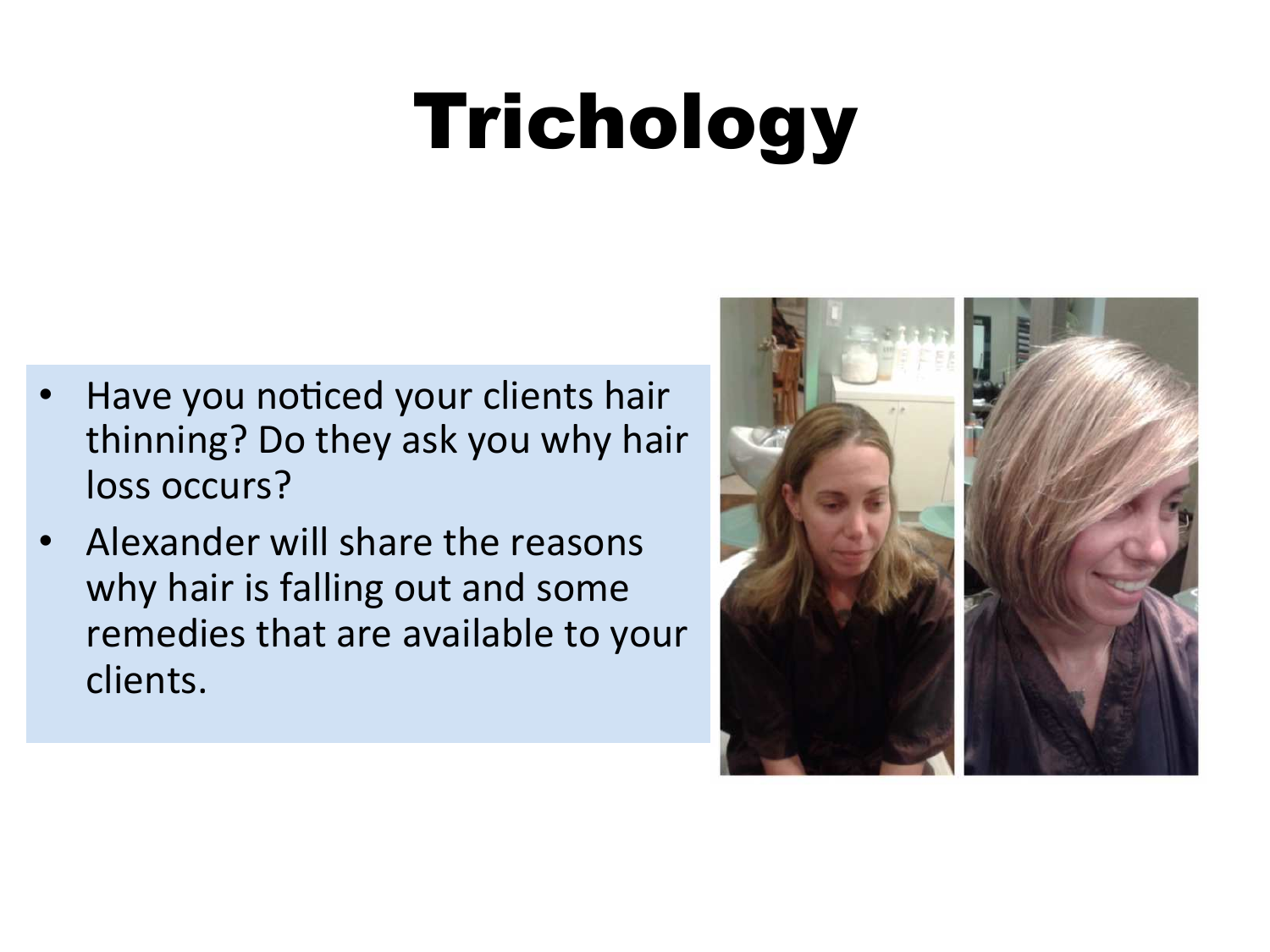# Trichology

- Have you noticed your clients hair thinning? Do they ask you why hair loss occurs?
- Alexander will share the reasons why hair is falling out and some remedies that are available to your clients.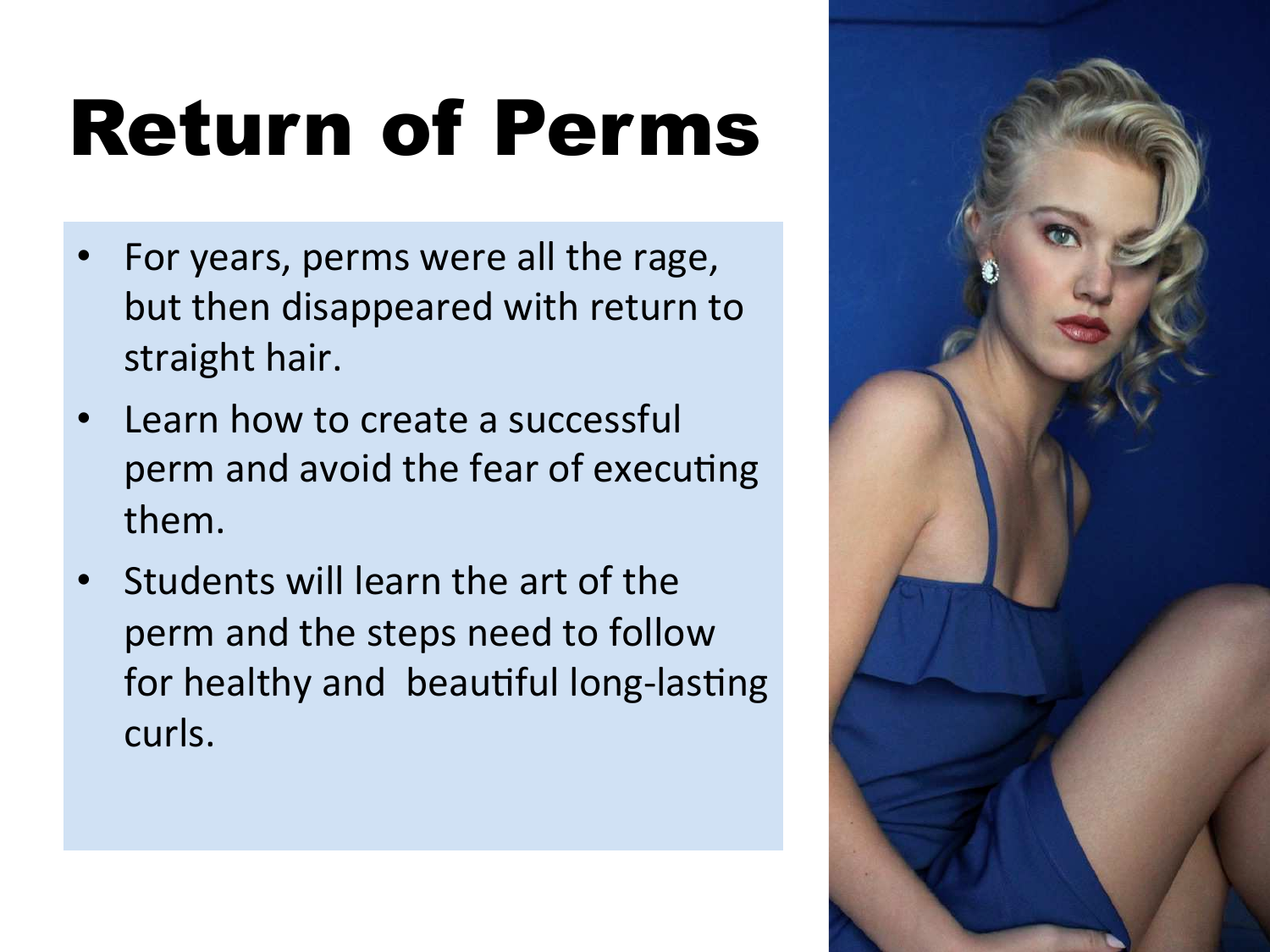# Return of Perms

- For years, perms were all the rage, but then disappeared with return to straight hair.
- Learn how to create a successful perm and avoid the fear of executing them.
- Students will learn the art of the perm and the steps need to follow for healthy and beautiful long-lasting curls.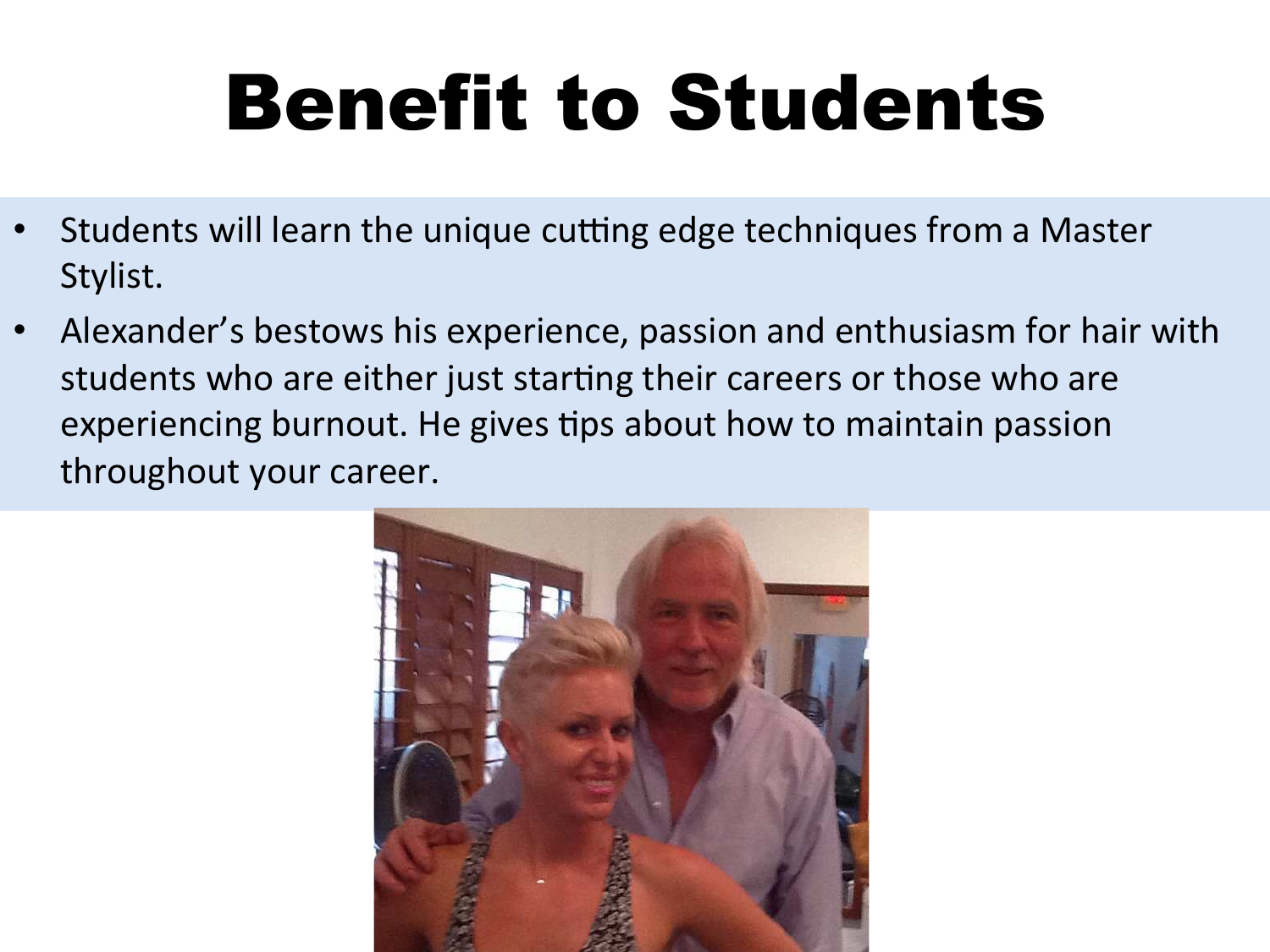# Benefit to Students

- Students will learn the unique cutting edge techniques from a Master Stylist.
- Alexander's bestows his experience, passion and enthusiasm for hair with students who are either just starting their careers or those who are experiencing burnout. He gives tips about how to maintain passion throughout your career.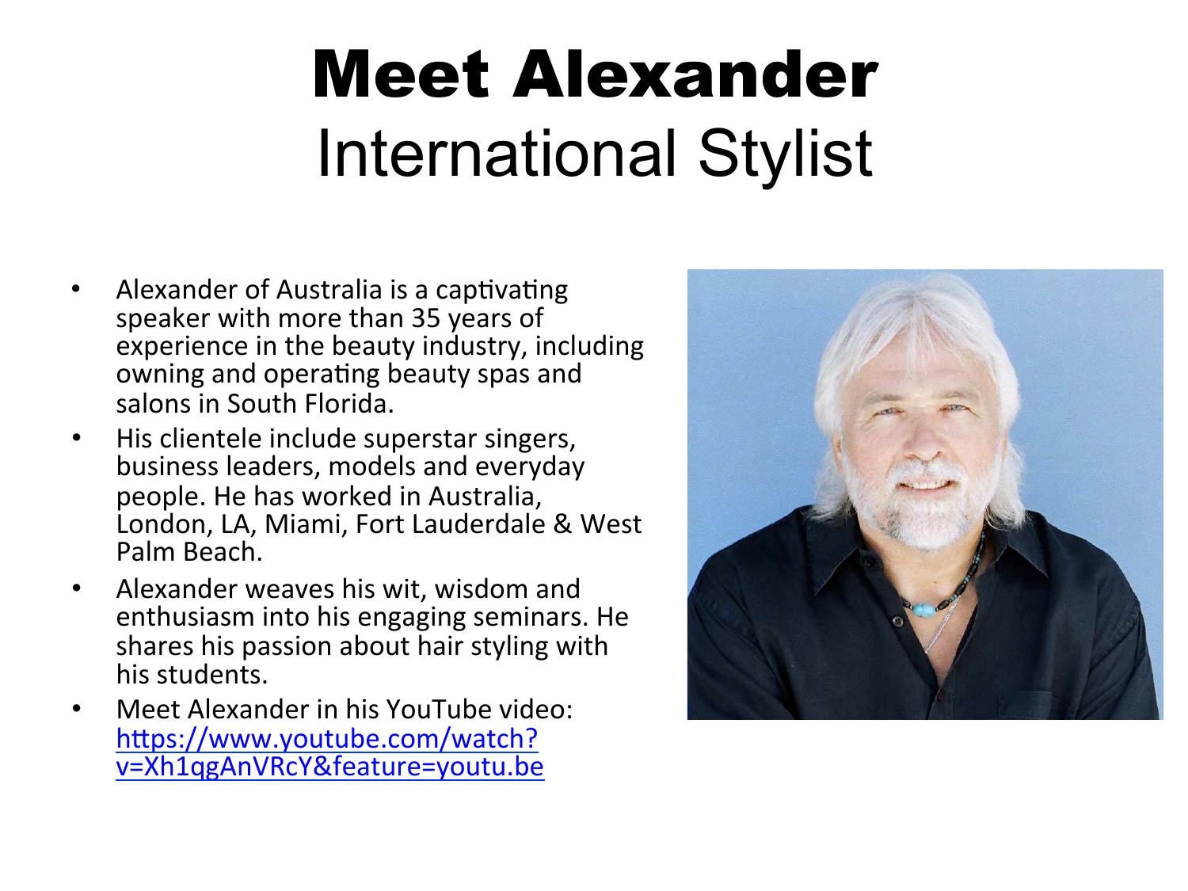# Meet Alexander

## International Stylist

- Alexander of Australia is a captivating speaker with more than 35 years of experience in the beauty industry, including owning and operating beauty spas and salons in South Florida.
- His clientele include superstar singers, business leaders, models and everyday people. He has worked in Australia, London, LA, Miami, Fort Lauderdale & West Palm Beach.
- Alexander weaves his wit, wisdom and enthusiasm into his engaging seminars. He shares his passion about hair styling with his students.
- Meet Alexander in his YouTube video: [https://www.youtube.com/watch?v=Xh1qgAnVRcY&feature=youtu.be](https://www.youtube.com/watch?v=Xh1qgAnVRcY&feature=youtu.be)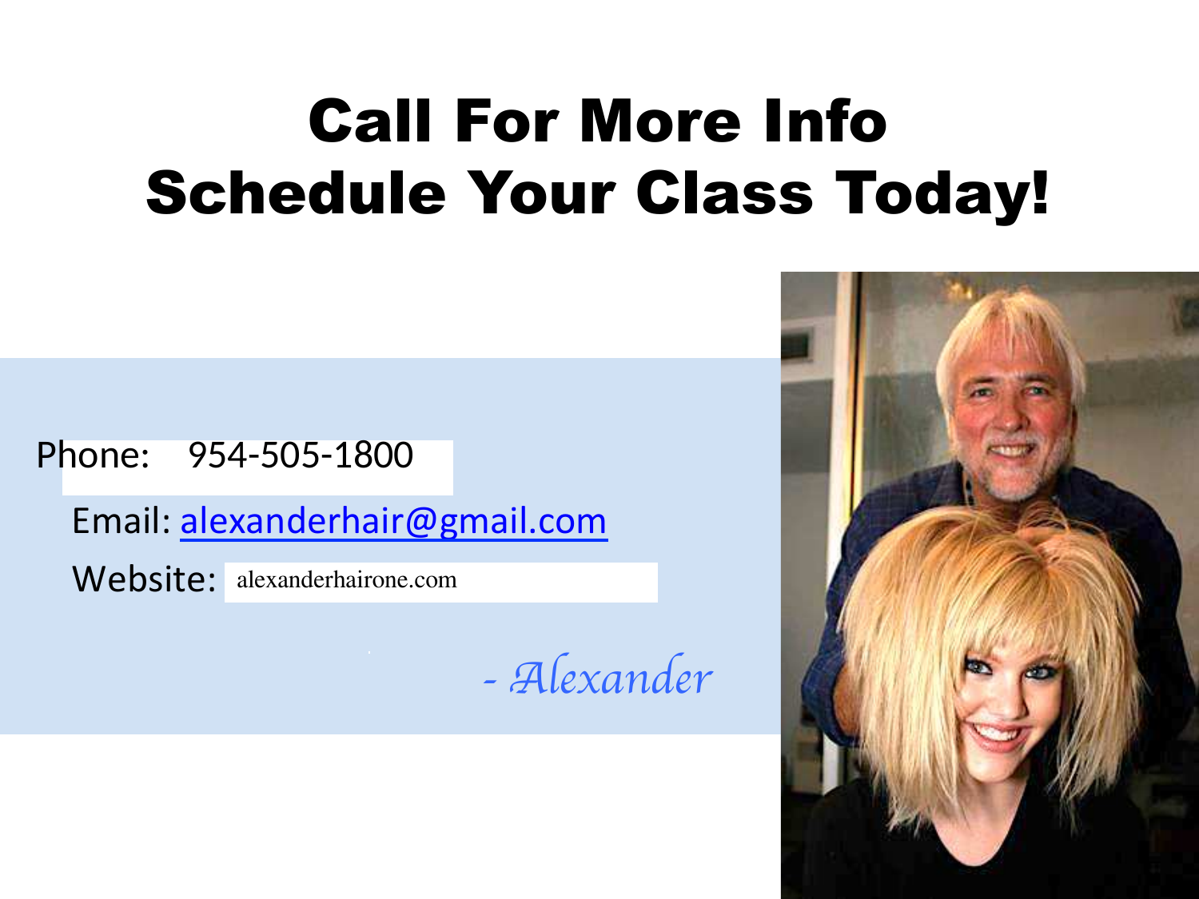# Call For More Info
# Schedule Your Class Today!

Phone: 954-505-1800

Email: alexanderhair@gmail.com

Website: alexanderhairone.com

*- Alexander*